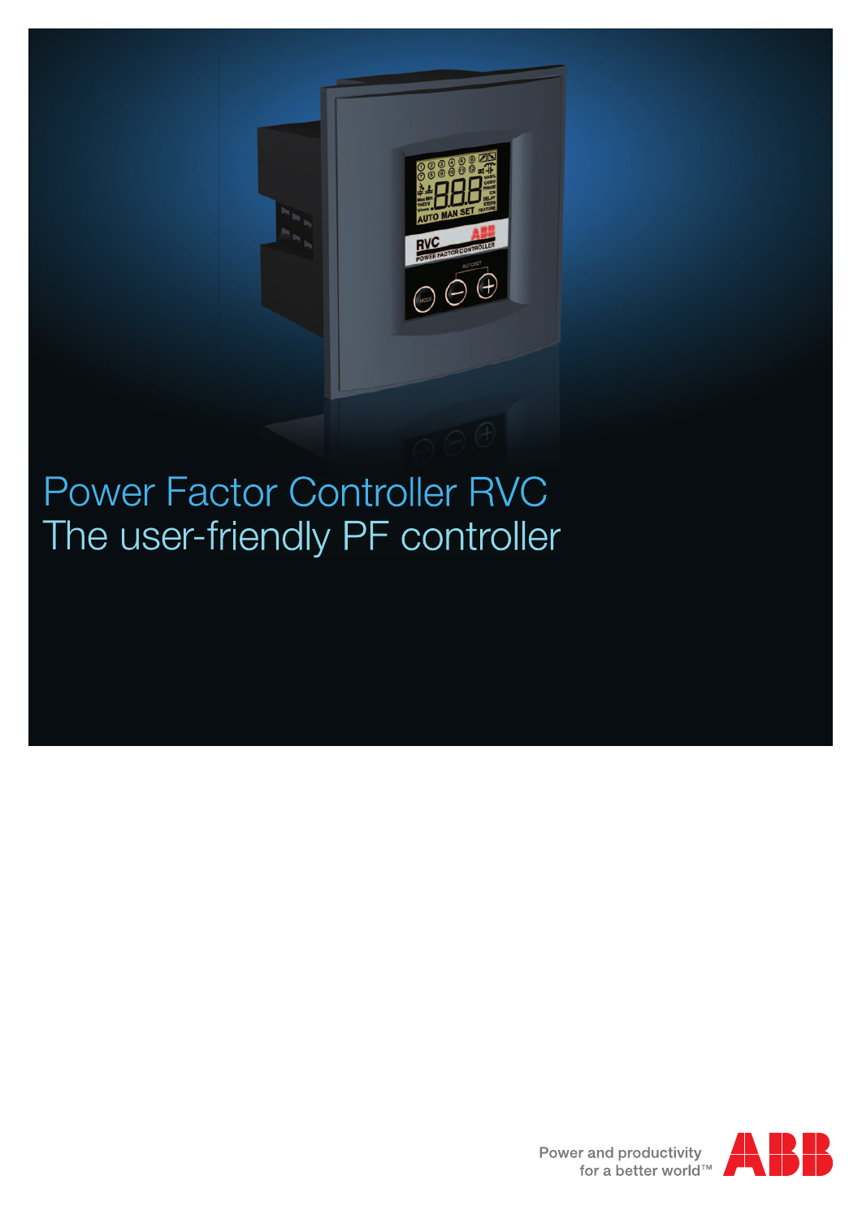# Power Factor Controller RVC
## The user-friendly PF controller

Power and productivity
for a better world™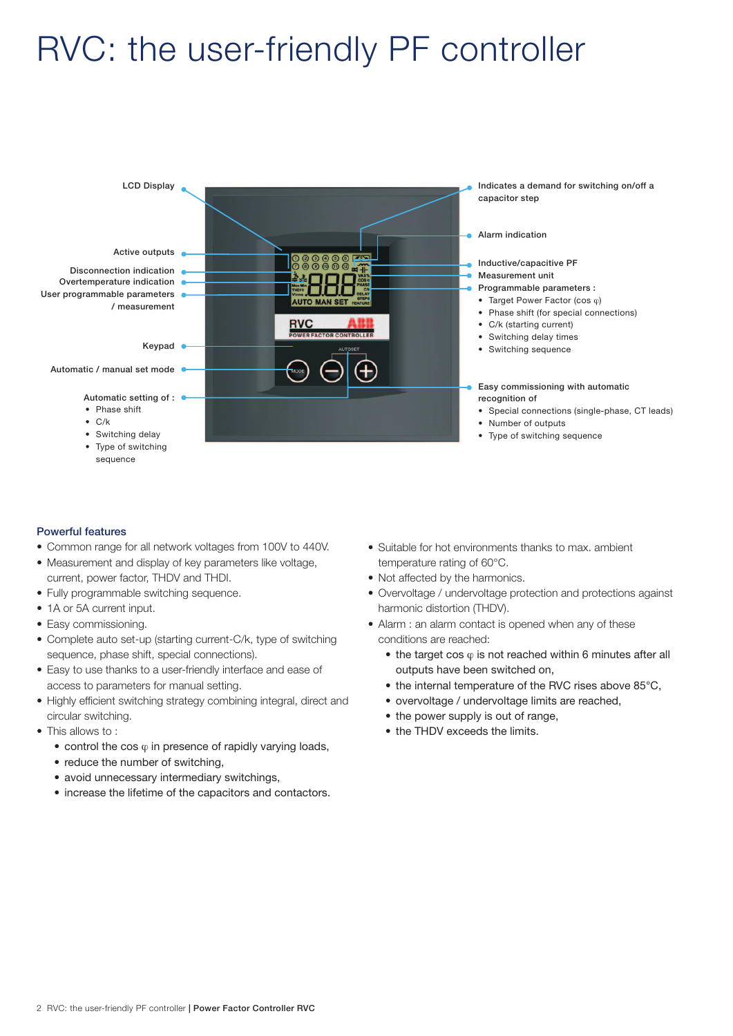# RVC: the user-friendly PF controller

LCD Display

Active outputs

Disconnection indication

Overtemperature indication

User programmable parameters / measurement

Keypad

Automatic / manual set mode

Automatic setting of :

- Phase shift
- C/k
- Switching delay
- Type of switching sequence

Indicates a demand for switching on/off a capacitor step

Alarm indication

Inductive/capacitive PF

Measurement unit

Programmable parameters :

- Target Power Factor (cos φ)
- Phase shift (for special connections)
- C/k (starting current)
- Switching delay times
- Switching sequence

Easy commissioning with automatic recognition of

- Special connections (single-phase, CT leads)
- Number of outputs
- Type of switching sequence

## Powerful features

- Common range for all network voltages from 100V to 440V.
- Measurement and display of key parameters like voltage, current, power factor, THDV and THDI.
- Fully programmable switching sequence.
- 1A or 5A current input.
- Easy commissioning.
- Complete auto set-up (starting current-C/k, type of switching sequence, phase shift, special connections).
- Easy to use thanks to a user-friendly interface and ease of access to parameters for manual setting.
- Highly efficient switching strategy combining integral, direct and circular switching.
- This allows to :
  - control the cos φ in presence of rapidly varying loads,
  - reduce the number of switching,
  - avoid unnecessary intermediary switchings,
  - increase the lifetime of the capacitors and contactors.
- Suitable for hot environments thanks to max. ambient temperature rating of 60°C.
- Not affected by the harmonics.
- Overvoltage / undervoltage protection and protections against harmonic distortion (THDV).
- Alarm : an alarm contact is opened when any of these conditions are reached:
  - the target cos φ is not reached within 6 minutes after all outputs have been switched on,
  - the internal temperature of the RVC rises above 85°C,
  - overvoltage / undervoltage limits are reached,
  - the power supply is out of range,
  - the THDV exceeds the limits.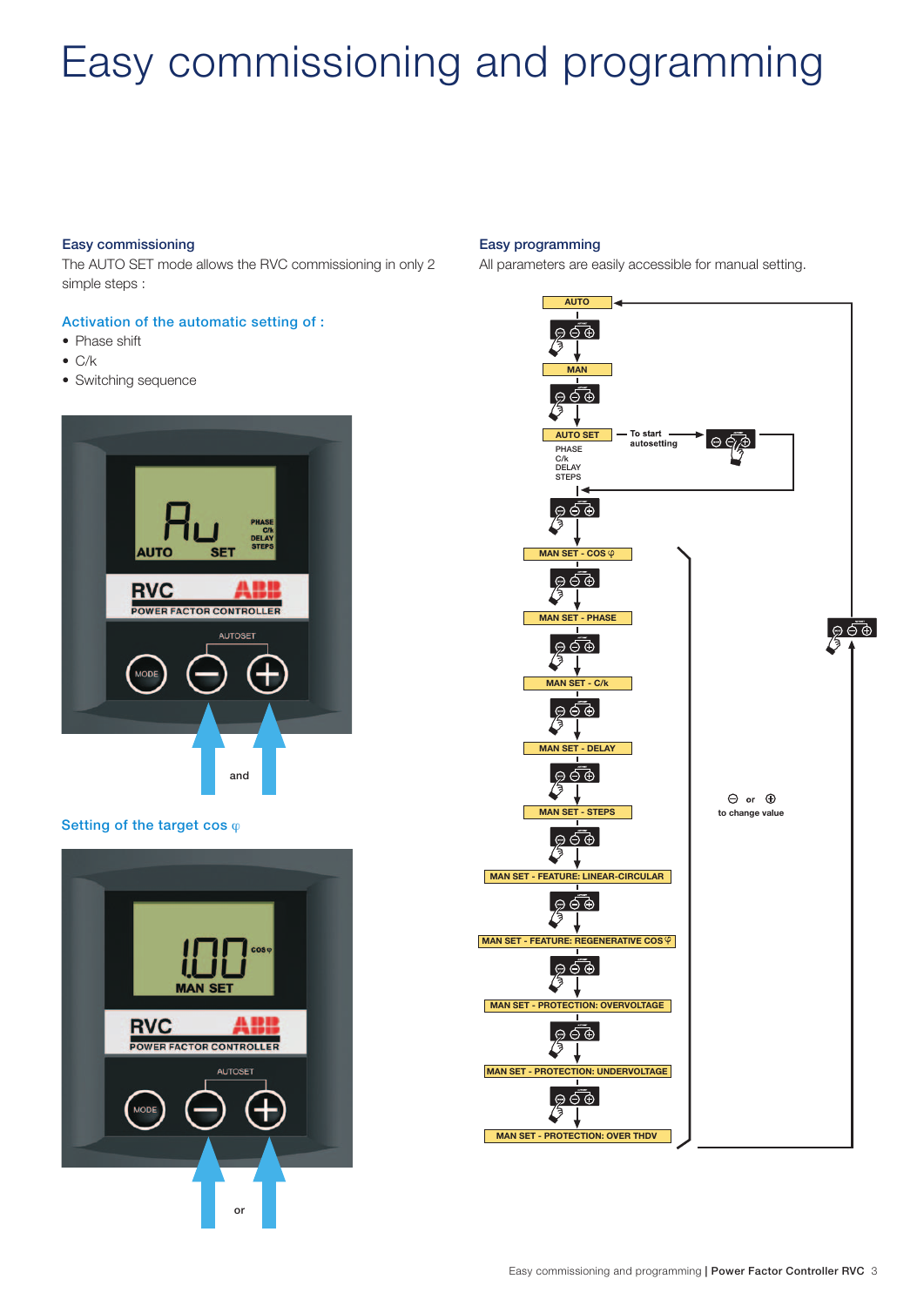# Easy commissioning and programming

## Easy commissioning

The AUTO SET mode allows the RVC commissioning in only 2 simple steps :

### Activation of the automatic setting of :

- Phase shift
- C/k
- Switching sequence

and

### Setting of the target cos φ

or

## Easy programming

All parameters are easily accessible for manual setting.

AUTO

MAN

AUTO SET — To start autosetting

PHASE
C/k
DELAY
STEPS

MAN SET - COS φ

MAN SET - PHASE

MAN SET - C/k

MAN SET - DELAY

MAN SET - STEPS

MAN SET - FEATURE: LINEAR-CIRCULAR

MAN SET - FEATURE: REGENERATIVE COS φ

MAN SET - PROTECTION: OVERVOLTAGE

MAN SET - PROTECTION: UNDERVOLTAGE

MAN SET - PROTECTION: OVER THDV

⊖ or ⊕ to change value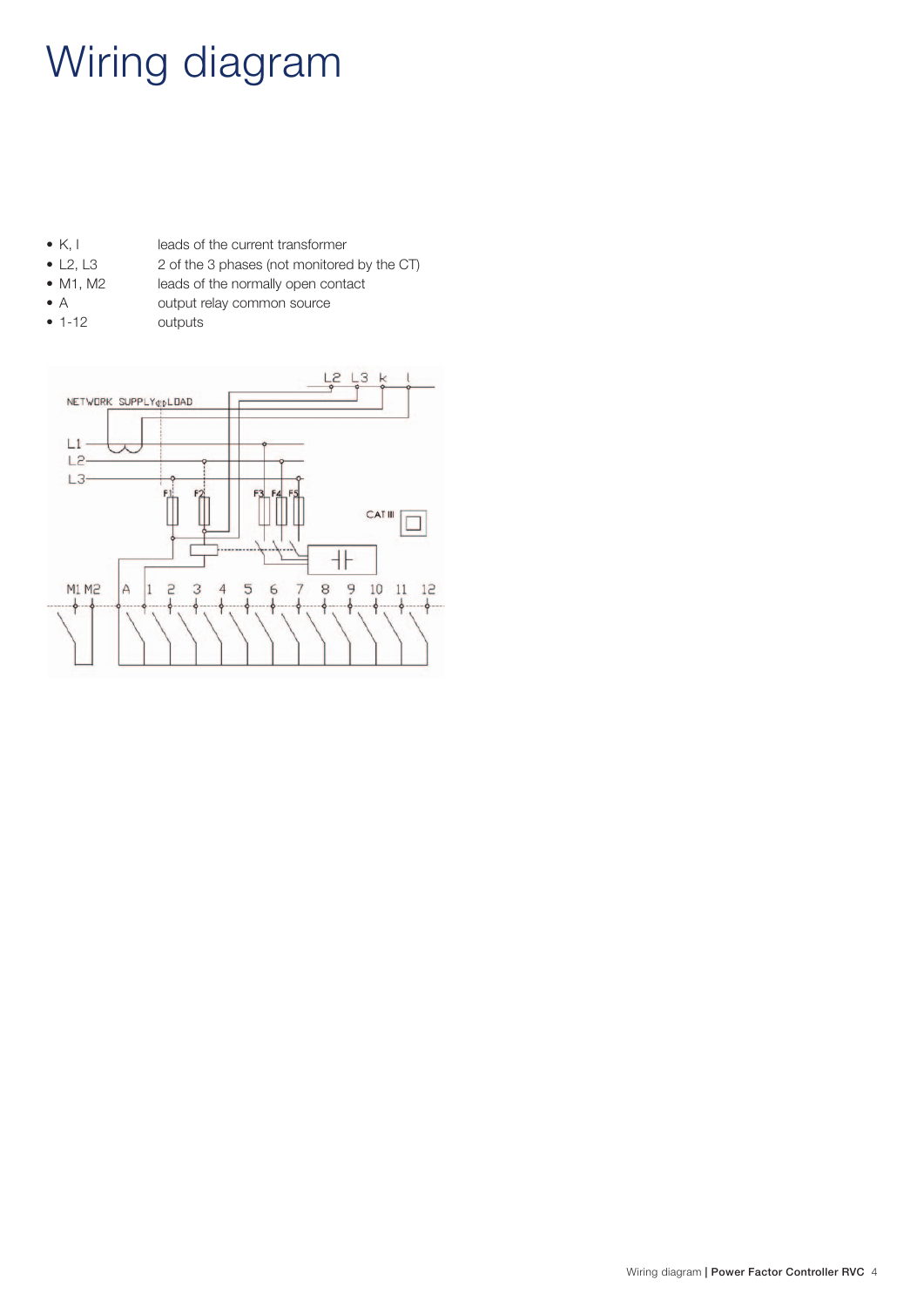# Wiring diagram

- K, I leads of the current transformer
- L2, L3 2 of the 3 phases (not monitored by the CT)
- M1, M2 leads of the normally open contact
- A output relay common source
- 1-12 outputs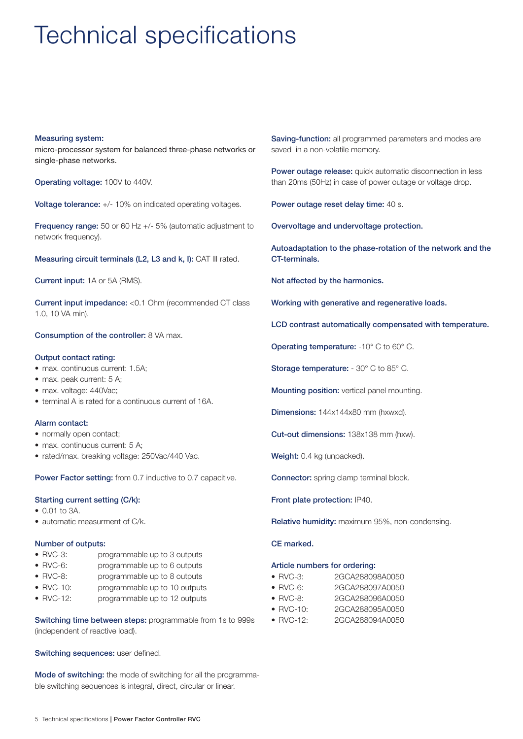# Technical specifications

**Measuring system:**
micro-processor system for balanced three-phase networks or single-phase networks.

**Operating voltage:** 100V to 440V.

**Voltage tolerance:** +/- 10% on indicated operating voltages.

**Frequency range:** 50 or 60 Hz +/- 5% (automatic adjustment to network frequency).

**Measuring circuit terminals (L2, L3 and k, l):** CAT III rated.

**Current input:** 1A or 5A (RMS).

**Current input impedance:** <0.1 Ohm (recommended CT class 1.0, 10 VA min).

**Consumption of the controller:** 8 VA max.

**Output contact rating:**
- max. continuous current: 1.5A;
- max. peak current: 5 A;
- max. voltage: 440Vac;
- terminal A is rated for a continuous current of 16A.

**Alarm contact:**
- normally open contact;
- max. continuous current: 5 A;
- rated/max. breaking voltage: 250Vac/440 Vac.

**Power Factor setting:** from 0.7 inductive to 0.7 capacitive.

**Starting current setting (C/k):**
- 0.01 to 3A.
- automatic measurment of C/k.

**Number of outputs:**
- RVC-3: programmable up to 3 outputs
- RVC-6: programmable up to 6 outputs
- RVC-8: programmable up to 8 outputs
- RVC-10: programmable up to 10 outputs
- RVC-12: programmable up to 12 outputs

**Switching time between steps:** programmable from 1s to 999s (independent of reactive load).

**Switching sequences:** user defined.

**Mode of switching:** the mode of switching for all the programmable switching sequences is integral, direct, circular or linear.

**Saving-function:** all programmed parameters and modes are saved in a non-volatile memory.

**Power outage release:** quick automatic disconnection in less than 20ms (50Hz) in case of power outage or voltage drop.

**Power outage reset delay time:** 40 s.

**Overvoltage and undervoltage protection.**

**Autoadaptation to the phase-rotation of the network and the CT-terminals.**

**Not affected by the harmonics.**

**Working with generative and regenerative loads.**

**LCD contrast automatically compensated with temperature.**

**Operating temperature:** -10° C to 60° C.

**Storage temperature:** - 30° C to 85° C.

**Mounting position:** vertical panel mounting.

**Dimensions:** 144x144x80 mm (hxwxd).

**Cut-out dimensions:** 138x138 mm (hxw).

**Weight:** 0.4 kg (unpacked).

**Connector:** spring clamp terminal block.

**Front plate protection:** IP40.

**Relative humidity:** maximum 95%, non-condensing.

**CE marked.**

**Article numbers for ordering:**
- RVC-3: 2GCA288098A0050
- RVC-6: 2GCA288097A0050
- RVC-8: 2GCA288096A0050
- RVC-10: 2GCA288095A0050
- RVC-12: 2GCA288094A0050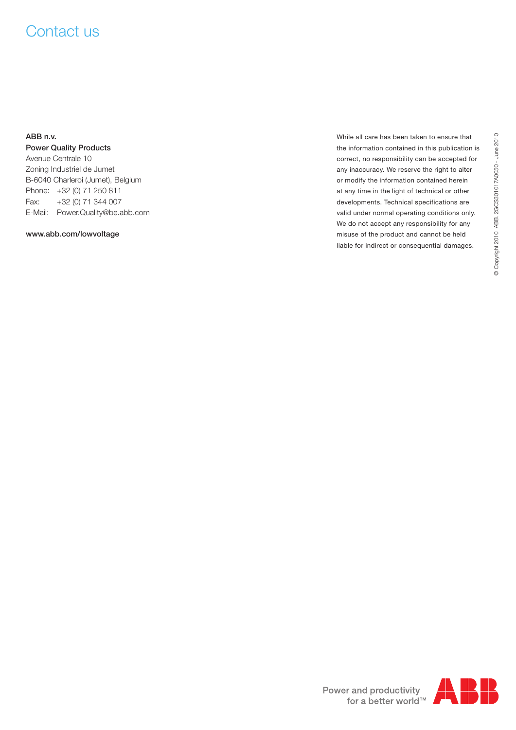# Contact us

**ABB n.v.**
**Power Quality Products**
Avenue Centrale 10
Zoning Industriel de Jumet
B-6040 Charleroi (Jumet), Belgium
Phone: +32 (0) 71 250 811
Fax: +32 (0) 71 344 007
E-Mail: Power.Quality@be.abb.com

**www.abb.com/lowvoltage**

While all care has been taken to ensure that the information contained in this publication is correct, no responsibility can be accepted for any inaccuracy. We reserve the right to alter or modify the information contained herein at any time in the light of technical or other developments. Technical specifications are valid under normal operating conditions only. We do not accept any responsibility for any misuse of the product and cannot be held liable for indirect or consequential damages.

© Copyright 2010 ABB. 2GCS301017A0050 - June 2010

Power and productivity
for a better world™

ABB